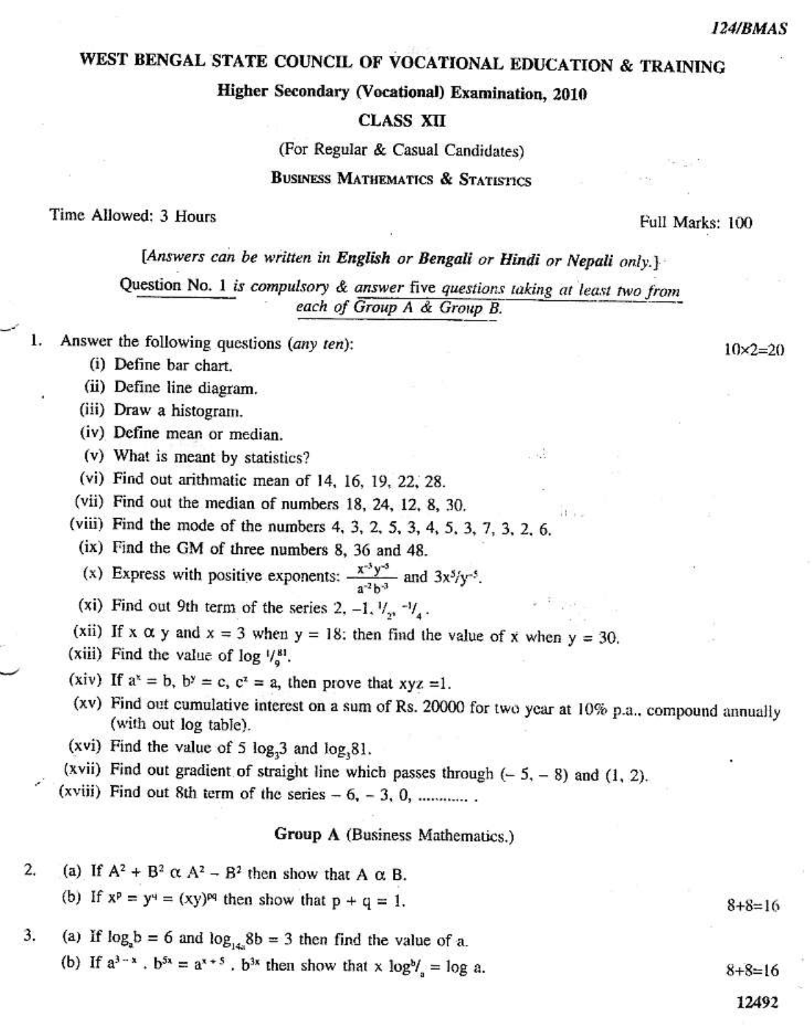124/BMAS

# WEST BENGAL STATE COUNCIL OF VOCATIONAL EDUCATION & TRAINING

## Higher Secondary (Vocational) Examination, 2010

## CLASS XII

(For Regular & Casual Candidates)

### BUSINESS MATHEMATICS & STATISTICS

Time Allowed: 3 Hours | Full Marks: 100

*[Answers can be written in **English** or **Bengali** or **Hindi** or **Nepali** only.]*

Question No. 1 *is compulsory & answer* five *questions taking at least two from each of Group A & Group B.*

1. Answer the following questions (*any ten*): $10 \times 2 = 20$
   - (i) Define bar chart.
   - (ii) Define line diagram.
   - (iii) Draw a histogram.
   - (iv) Define mean or median.
   - (v) What is meant by statistics?
   - (vi) Find out arithmatic mean of 14, 16, 19, 22, 28.
   - (vii) Find out the median of numbers 18, 24, 12, 8, 30.
   - (viii) Find the mode of the numbers 4, 3, 2, 5, 3, 4, 5, 3, 7, 3, 2, 6.
   - (ix) Find the GM of three numbers 8, 36 and 48.
   - (x) Express with positive exponents: $\frac{x^{-3}y^{-5}}{a^{-2}b^{-3}}$ and $3x^5/y^{-5}$.
   - (xi) Find out 9th term of the series 2, $-1$, $^1/_2$, $^{-1}/_4$.
   - (xii) If $x \propto y$ and $x = 3$ when $y = 18$; then find the value of x when $y = 30$.
   - (xiii) Find the value of $\log_{^1/_9} 81$.
   - (xiv) If $a^x = b$, $b^y = c$, $c^z = a$, then prove that $xyz = 1$.
   - (xv) Find out cumulative interest on a sum of Rs. 20000 for two year at 10% p.a., compound annually (with out log table).
   - (xvi) Find the value of $5 \log_3 3$ and $\log_3 81$.
   - (xvii) Find out gradient of straight line which passes through $(-5, -8)$ and $(1, 2)$.
   - (xviii) Find out 8th term of the series $-6$, $-3$, 0, ........... .

### Group A (Business Mathematics.)

2. (a) If $A^2 + B^2 \propto A^2 - B^2$ then show that $A \propto B$.

   (b) If $x^p = y^q = (xy)^{pq}$ then show that $p + q = 1$. $8+8=16$

3. (a) If $\log_a b = 6$ and $\log_{14a} 8b = 3$ then find the value of a.

   (b) If $a^{3-x} \cdot b^{5x} = a^{x+5} \cdot b^{3x}$ then show that $x \log {^b/_a} = \log a$. $8+8=16$

12492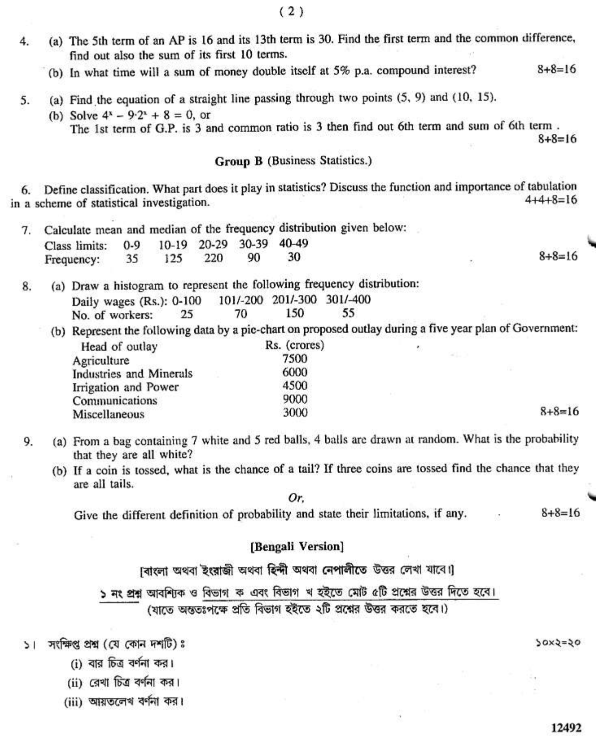4. (a) The 5th term of an AP is 16 and its 13th term is 30. Find the first term and the common difference, find out also the sum of its first 10 terms.

   (b) In what time will a sum of money double itself at 5% p.a. compound interest? 8+8=16

5. (a) Find the equation of a straight line passing through two points (5, 9) and (10, 15).

   (b) Solve $4^x - 9 \cdot 2^x + 8 = 0$, or

   The 1st term of G.P. is 3 and common ratio is 3 then find out 6th term and sum of 6th term. 8+8=16

## Group B (Business Statistics.)

6. Define classification. What part does it play in statistics? Discuss the function and importance of tabulation in a scheme of statistical investigation. 4+4+8=16

7. Calculate mean and median of the frequency distribution given below: 8+8=16

| Class limits: | 0-9 | 10-19 | 20-29 | 30-39 | 40-49 |
|---|---|---|---|---|---|
| Frequency: | 35 | 125 | 220 | 90 | 30 |

8. (a) Draw a histogram to represent the following frequency distribution:

| Daily wages (Rs.): | 0-100 | 101/-200 | 201/-300 | 301/-400 |
|---|---|---|---|---|
| No. of workers: | 25 | 70 | 150 | 55 |

   (b) Represent the following data by a pie-chart on proposed outlay during a five year plan of Government:

| Head of outlay | Rs. (crores) |
|---|---|
| Agriculture | 7500 |
| Industries and Minerals | 6000 |
| Irrigation and Power | 4500 |
| Communications | 9000 |
| Miscellaneous | 3000 |

8+8=16

9. (a) From a bag containing 7 white and 5 red balls, 4 balls are drawn at random. What is the probability that they are all white?

   (b) If a coin is tossed, what is the chance of a tail? If three coins are tossed find the chance that they are all tails.

   *Or,*

   Give the different definition of probability and state their limitations, if any. 8+8=16

## [Bengali Version]

[বাংলা অথবা ইংরাজী অথবা হিন্দী অথবা নেপালীতে উত্তর লেখা যাবে।]

১ নং প্রশ্ন আবশ্যিক ও বিভাগ ক এবং বিভাগ খ হইতে মোট ৫টি প্রশ্নের উত্তর দিতে হবে।
(যাতে অন্ততঃপক্ষে প্রতি বিভাগ হইতে ২টি প্রশ্নের উত্তর করতে হবে।)

১। সংক্ষিপ্ত প্রশ্ন (যে কোন দশটি)ঃ ১০×২=২০

(i) বার চিত্র বর্ণনা কর।

(ii) রেখা চিত্র বর্ণনা কর।

(iii) আয়তলেখ বর্ণনা কর।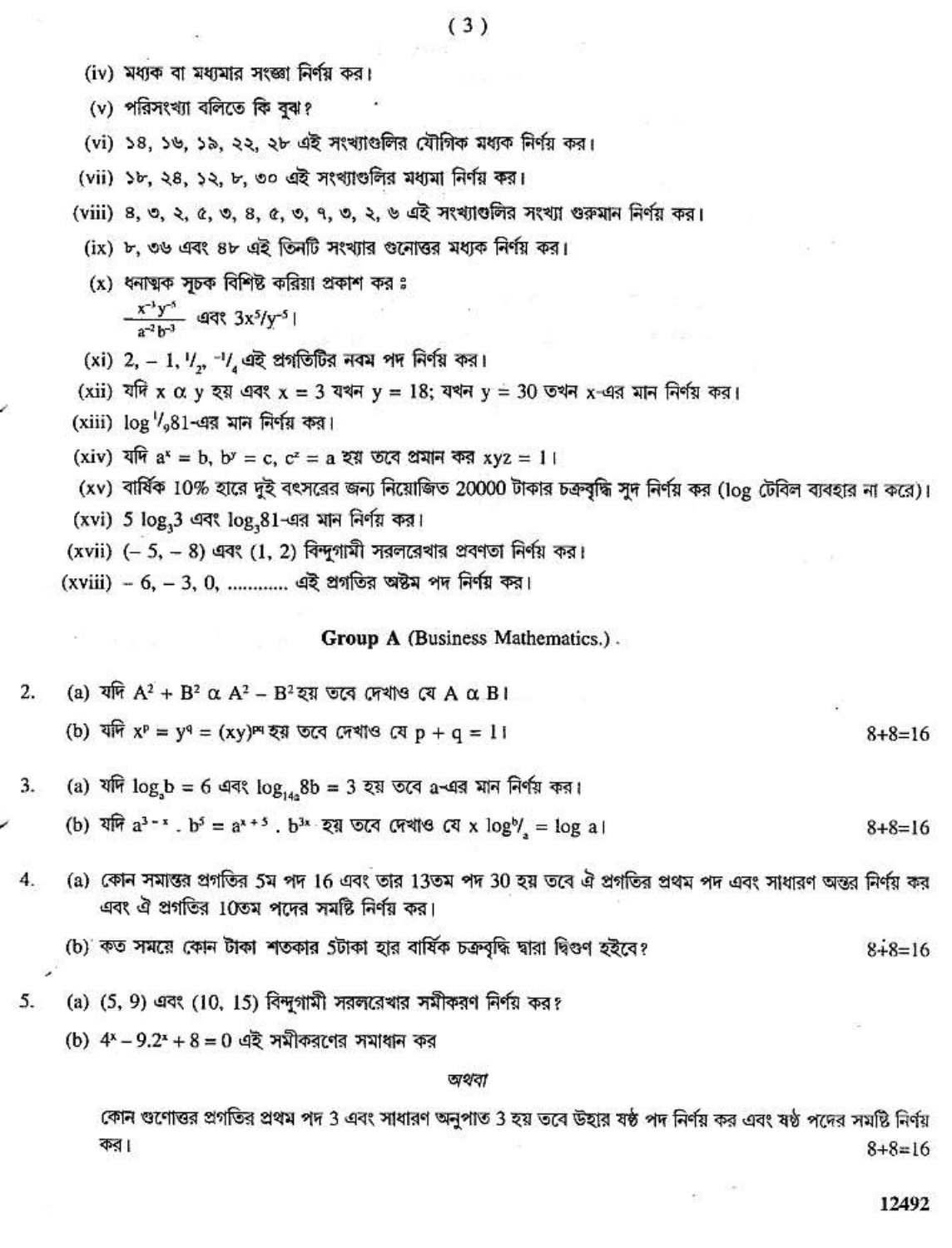(iv) মধ্যক বা মধ্যমার সংজ্ঞা নির্ণয় কর।

(v) পরিসংখ্যা বলিতে কি বুঝ?

(vi) ১৪, ১৬, ১৯, ২২, ২৮ এই সংখ্যাগুলির যৌগিক মধ্যক নির্ণয় কর।

(vii) ১৮, ২৪, ১২, ৮, ৩০ এই সংখ্যাগুলির মধ্যমা নির্ণয় কর।

(viii) ৪, ৩, ২, ৫, ৩, ৪, ৫, ৩, ৭, ৩, ২, ৬ এই সংখ্যাগুলির সংখ্যা গুরুমান নির্ণয় কর।

(ix) ৮, ৩৬ এবং ৪৮ এই তিনটি সংখ্যার গুনোত্তর মধ্যক নির্ণয় কর।

(x) ধনাত্মক সূচক বিশিষ্ট করিয়া প্রকাশ কর ঃ
$\frac{x^{-1}y^{-5}}{a^{-2}b^{-3}}$ এবং $3x^5/y^{-5}$।

(xi) $2, -1, {}^1/_2, {}^{-1}/_4$ এই প্রগতিটির নবম পদ নির্ণয় কর।

(xii) যদি $x \alpha y$ হয় এবং $x = 3$ যখন $y = 18$; যখন $y = 30$ তখন x-এর মান নির্ণয় কর।

(xiii) $\log_{{}^1/_9} 81$-এর মান নির্ণয় কর।

(xiv) যদি $a^x = b$, $b^y = c$, $c^z = a$ হয় তবে প্রমান কর $xyz = 1$।

(xv) বার্ষিক 10% হারে দুই বৎসরের জন্য নিয়োজিত 20000 টাকার চক্রবৃদ্ধি সুদ নির্ণয় কর (log টেবিল ব্যবহার না করে)।

(xvi) $5 \log_3 3$ এবং $\log_3 81$-এর মান নির্ণয় কর।

(xvii) $(-5, -8)$ এবং $(1, 2)$ বিন্দুগামী সরলরেখার প্রবণতা নির্ণয় কর।

(xviii) $-6, -3, 0, \ldots\ldots\ldots$ এই প্রগতির অষ্টম পদ নির্ণয় কর।

## Group A (Business Mathematics.)

2. (a) যদি $A^2 + B^2 \alpha A^2 - B^2$ হয় তবে দেখাও যে $A \alpha B$।

   (b) যদি $x^p = y^q = (xy)^{pq}$ হয় তবে দেখাও যে $p + q = 1$। 8+8=16

3. (a) যদি $\log_a b = 6$ এবং $\log_{14a} 8b = 3$ হয় তবে a-এর মান নির্ণয় কর।

   (b) যদি $a^{3-x} . b^5 = a^{x+5} . b^{3x}$ হয় তবে দেখাও যে $x \log {}^b/_a = \log a$। 8+8=16

4. (a) কোন সমান্তর প্রগতির 5ম পদ 16 এবং তার 13তম পদ 30 হয় তবে ঐ প্রগতির প্রথম পদ এবং সাধারণ অন্তর নির্ণয় কর এবং ঐ প্রগতির 10তম পদের সমষ্টি নির্ণয় কর।

   (b) কত সময়ে কোন টাকা শতকার 5টাকা হার বার্ষিক চক্রবৃদ্ধি দ্বারা দ্বিগুণ হইবে? 8+8=16

5. (a) (5, 9) এবং (10, 15) বিন্দুগামী সরলরেখার সমীকরণ নির্ণয় কর?

   (b) $4^x - 9.2^x + 8 = 0$ এই সমীকরণের সমাধান কর

*অথবা*

কোন গুণোত্তর প্রগতির প্রথম পদ 3 এবং সাধারণ অনুপাত 3 হয় তবে উহার ষষ্ঠ পদ নির্ণয় কর এবং ষষ্ঠ পদের সমষ্টি নির্ণয় কর। 8+8=16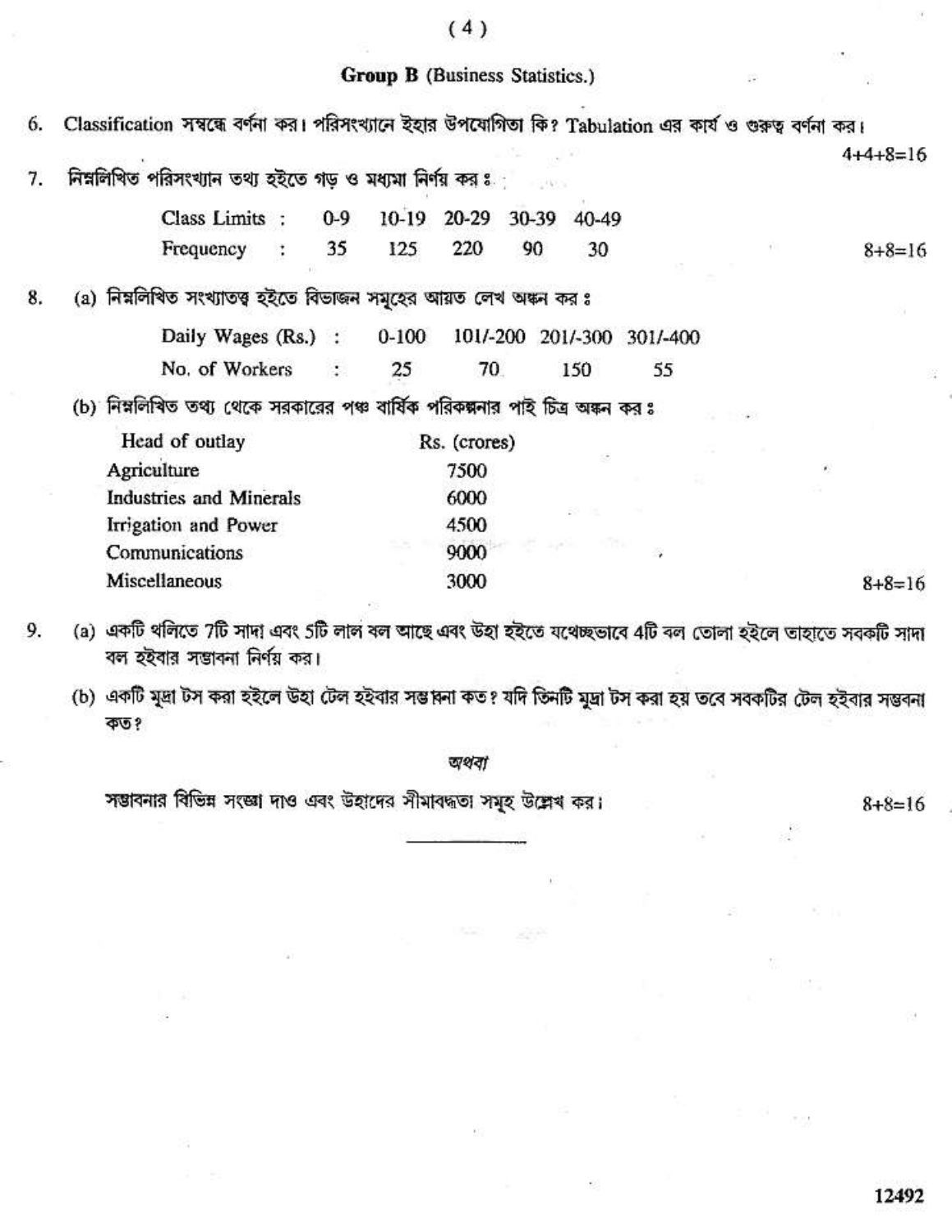## Group B (Business Statistics.)

6. Classification সম্বন্ধে বর্ণনা কর। পরিসংখ্যানে ইহার উপযোগিতা কি? Tabulation এর কার্য ও গুরুত্ব বর্ণনা কর। 4+4+8=16

7. নিম্নলিখিত পরিসংখ্যান তথ্য হইতে গড় ও মধ্যমা নির্ণয় কর : 8+8=16

| Class Limits : | 0-9 | 10-19 | 20-29 | 30-39 | 40-49 |
|---|---|---|---|---|---|
| Frequency : | 35 | 125 | 220 | 90 | 30 |

8. (a) নিম্নলিখিত সংখ্যাতত্ত্ব হইতে বিভাজন সমূহের আয়ত লেখ অঙ্কন কর :

| Daily Wages (Rs.) : | 0-100 | 101/-200 | 201/-300 | 301/-400 |
|---|---|---|---|---|
| No. of Workers : | 25 | 70 | 150 | 55 |

(b) নিম্নলিখিত তথ্য থেকে সরকারের পঞ্চ বার্ষিক পরিকল্পনার পাই চিত্র অঙ্কন কর : 8+8=16

| Head of outlay | Rs. (crores) |
|---|---|
| Agriculture | 7500 |
| Industries and Minerals | 6000 |
| Irrigation and Power | 4500 |
| Communications | 9000 |
| Miscellaneous | 3000 |

9. (a) একটি থলিতে 7টি সাদা এবং 5টি লাল বল আছে এবং উহা হইতে যথেচ্ছভাবে 4টি বল তোলা হইলে তাহাতে সবকটি সাদা বল হইবার সম্ভাবনা নির্ণয় কর।

(b) একটি মুদ্রা টস করা হইলে উহা টেল হইবার সম্ভাবনা কত? যদি তিনটি মুদ্রা টস করা হয় তবে সবকটির টেল হইবার সম্ভবনা কত?

*অথবা*

সম্ভাবনার বিভিন্ন সংজ্ঞা দাও এবং উহাদের সীমাবদ্ধতা সমূহ উল্লেখ কর। 8+8=16

12492